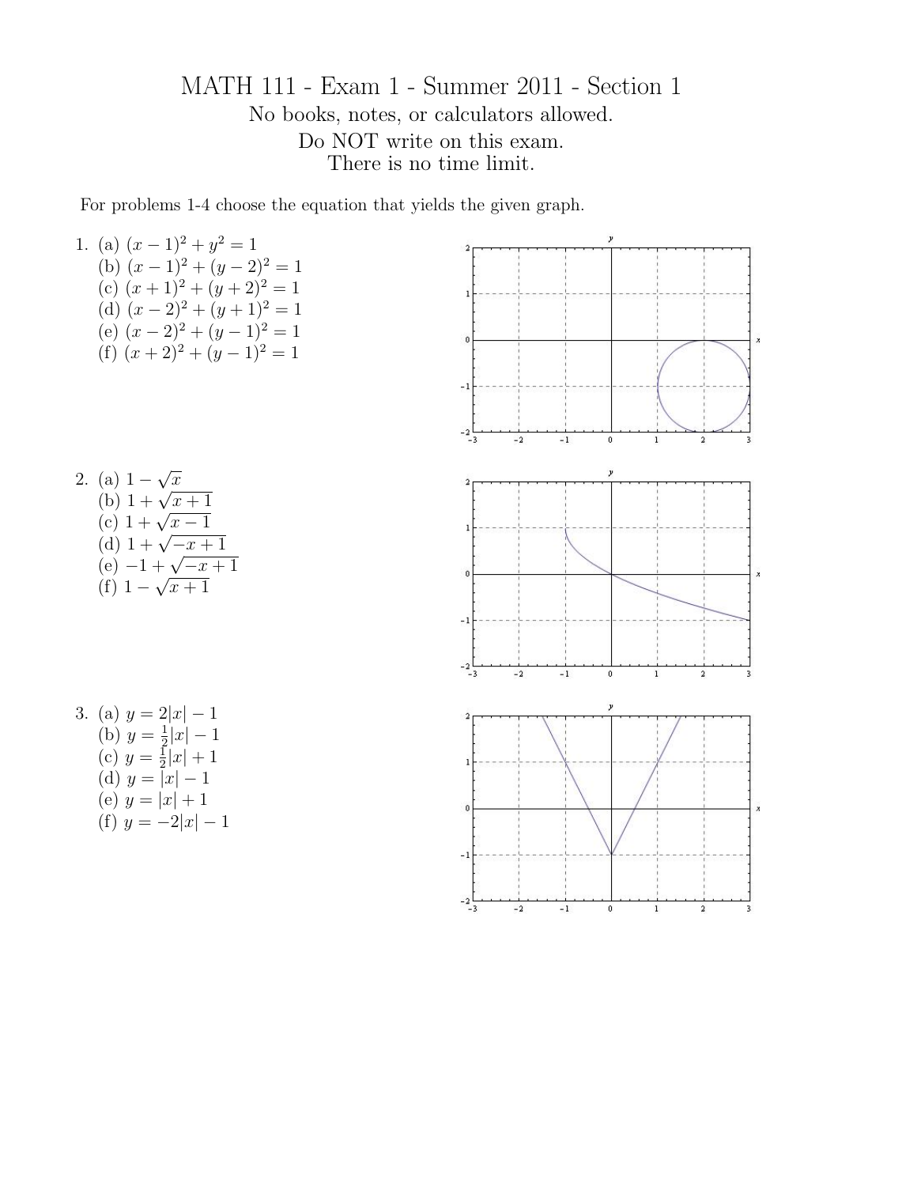# MATH 111 - Exam 1 - Summer 2011 - Section 1

No books, notes, or calculators allowed.

Do NOT write on this exam.

There is no time limit.

For problems 1-4 choose the equation that yields the given graph.

1. (a) $(x-1)^2 + y^2 = 1$
   (b) $(x-1)^2 + (y-2)^2 = 1$
   (c) $(x+1)^2 + (y+2)^2 = 1$
   (d) $(x-2)^2 + (y+1)^2 = 1$
   (e) $(x-2)^2 + (y-1)^2 = 1$
   (f) $(x+2)^2 + (y-1)^2 = 1$

2. (a) $1 - \sqrt{x}$
   (b) $1 + \sqrt{x+1}$
   (c) $1 + \sqrt{x-1}$
   (d) $1 + \sqrt{-x+1}$
   (e) $-1 + \sqrt{-x+1}$
   (f) $1 - \sqrt{x+1}$

3. (a) $y = 2|x| - 1$
   (b) $y = \frac{1}{2}|x| - 1$
   (c) $y = \frac{1}{2}|x| + 1$
   (d) $y = |x| - 1$
   (e) $y = |x| + 1$
   (f) $y = -2|x| - 1$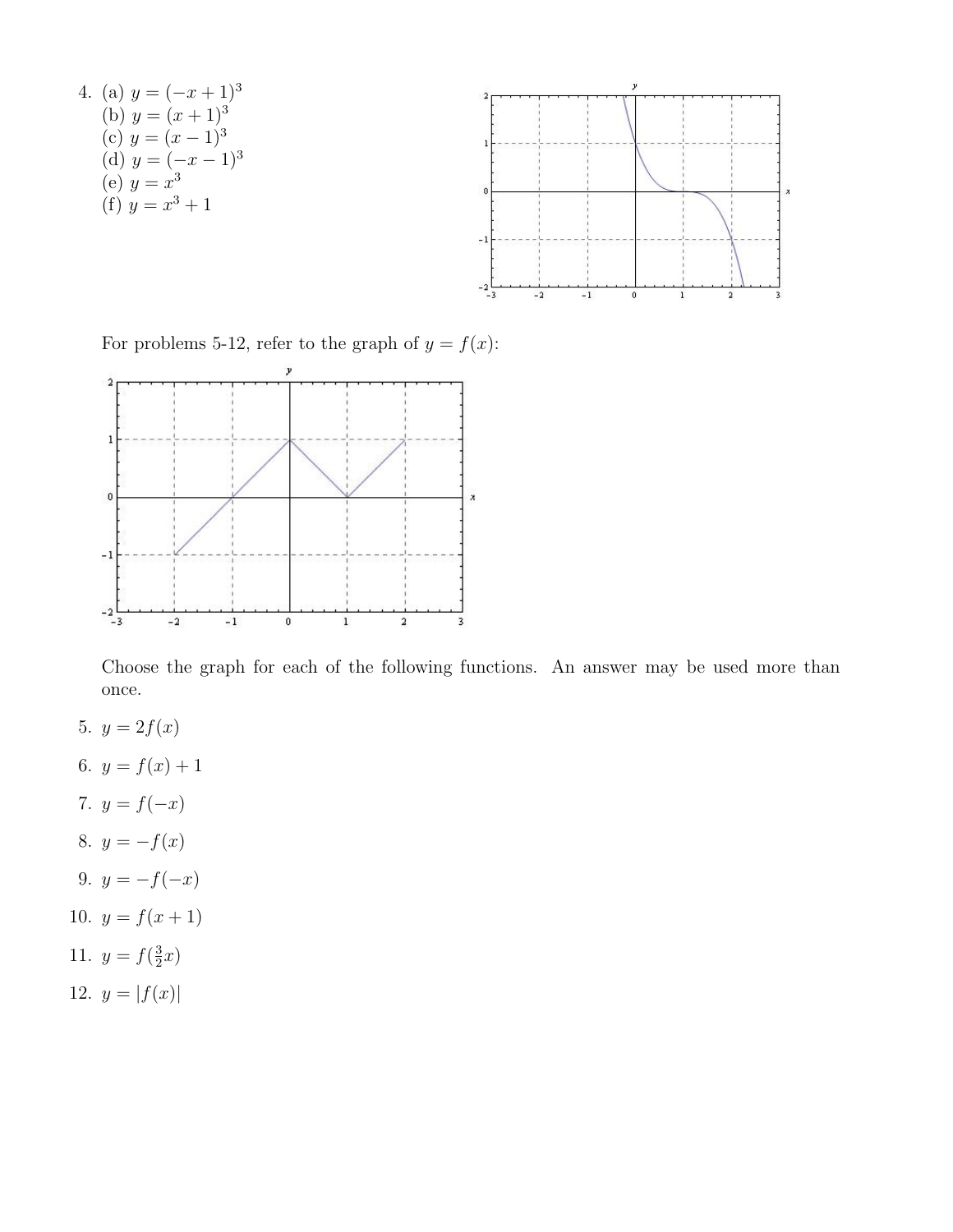4. (a) $y = (-x+1)^3$
   (b) $y = (x+1)^3$
   (c) $y = (x-1)^3$
   (d) $y = (-x-1)^3$
   (e) $y = x^3$
   (f) $y = x^3 + 1$

For problems 5-12, refer to the graph of $y = f(x)$:

Choose the graph for each of the following functions. An answer may be used more than once.

5. $y = 2f(x)$
6. $y = f(x) + 1$
7. $y = f(-x)$
8. $y = -f(x)$
9. $y = -f(-x)$
10. $y = f(x+1)$
11. $y = f(\frac{3}{2}x)$
12. $y = |f(x)|$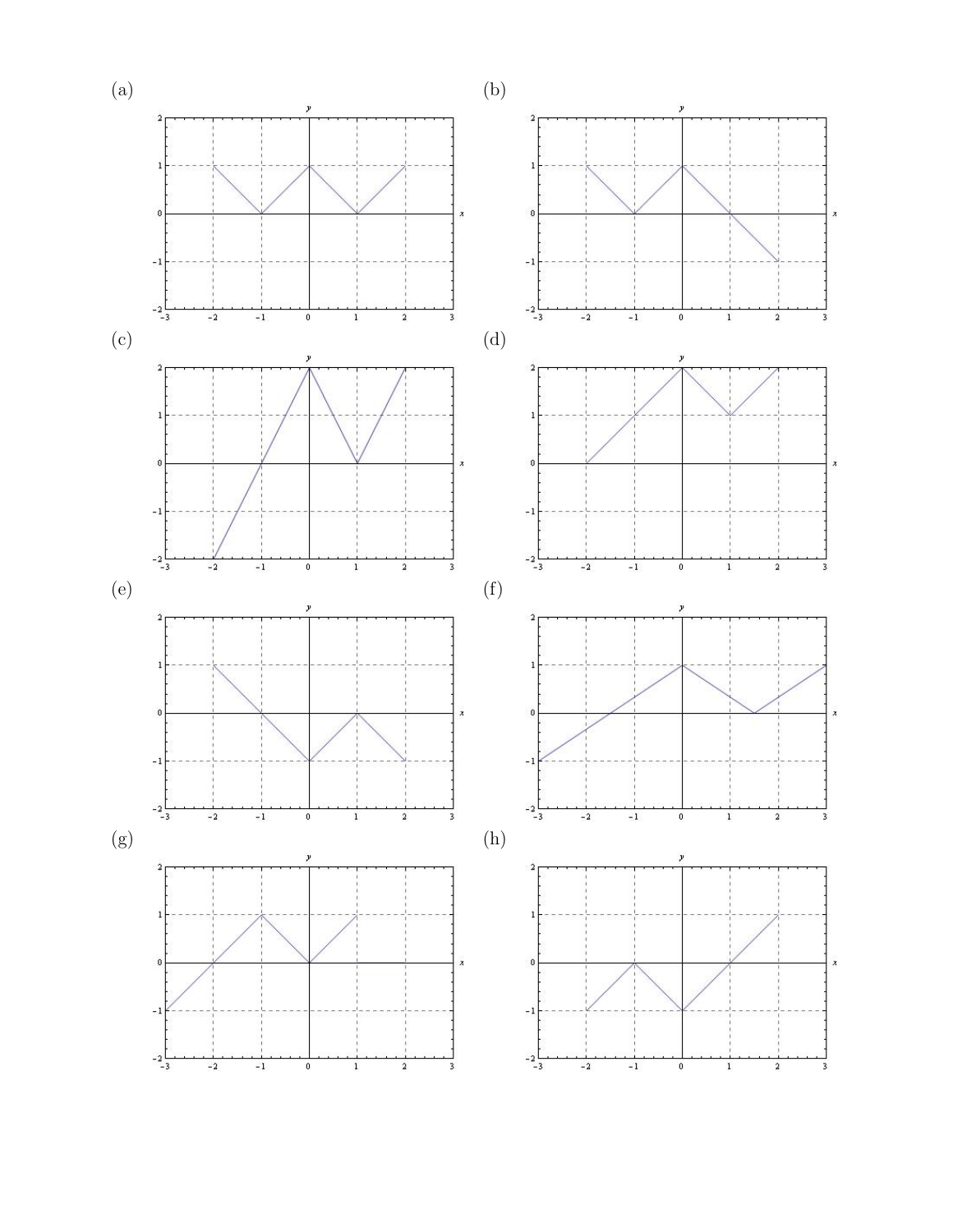(a)

(b)

(c)

(d)

(e)

(f)

(g)

(h)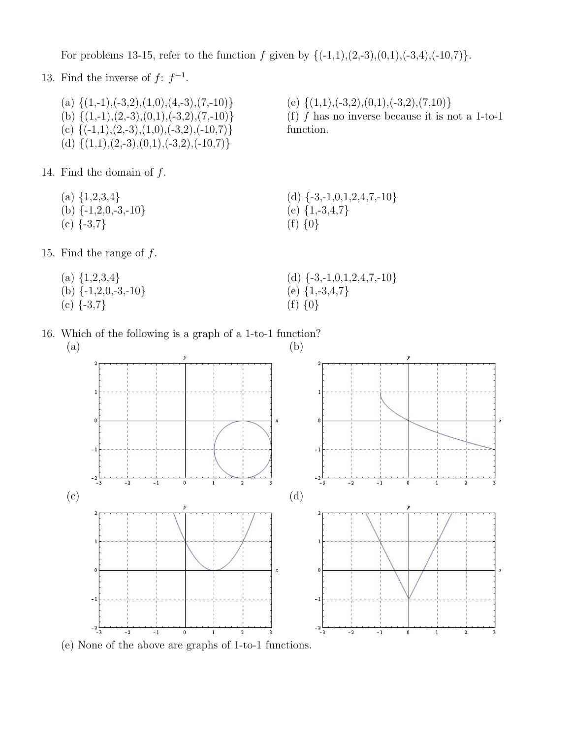For problems 13-15, refer to the function $f$ given by {(-1,1),(2,-3),(0,1),(-3,4),(-10,7)}.

13. Find the inverse of $f$: $f^{-1}$.

 (a) {(1,-1),(-3,2),(1,0),(4,-3),(7,-10)}
 (b) {(1,-1),(2,-3),(0,1),(-3,2),(7,-10)}
 (c) {(-1,1),(2,-3),(1,0),(-3,2),(-10,7)}
 (d) {(1,1),(2,-3),(0,1),(-3,2),(-10,7)}
 (e) {(1,1),(-3,2),(0,1),(-3,2),(7,10)}
 (f) $f$ has no inverse because it is not a 1-to-1 function.

14. Find the domain of $f$.

 (a) {1,2,3,4}
 (b) {-1,2,0,-3,-10}
 (c) {-3,7}
 (d) {-3,-1,0,1,2,4,7,-10}
 (e) {1,-3,4,7}
 (f) {0}

15. Find the range of $f$.

 (a) {1,2,3,4}
 (b) {-1,2,0,-3,-10}
 (c) {-3,7}
 (d) {-3,-1,0,1,2,4,7,-10}
 (e) {1,-3,4,7}
 (f) {0}

16. Which of the following is a graph of a 1-to-1 function?

 (a)

 (b)

 (c)

 (d)

 (e) None of the above are graphs of 1-to-1 functions.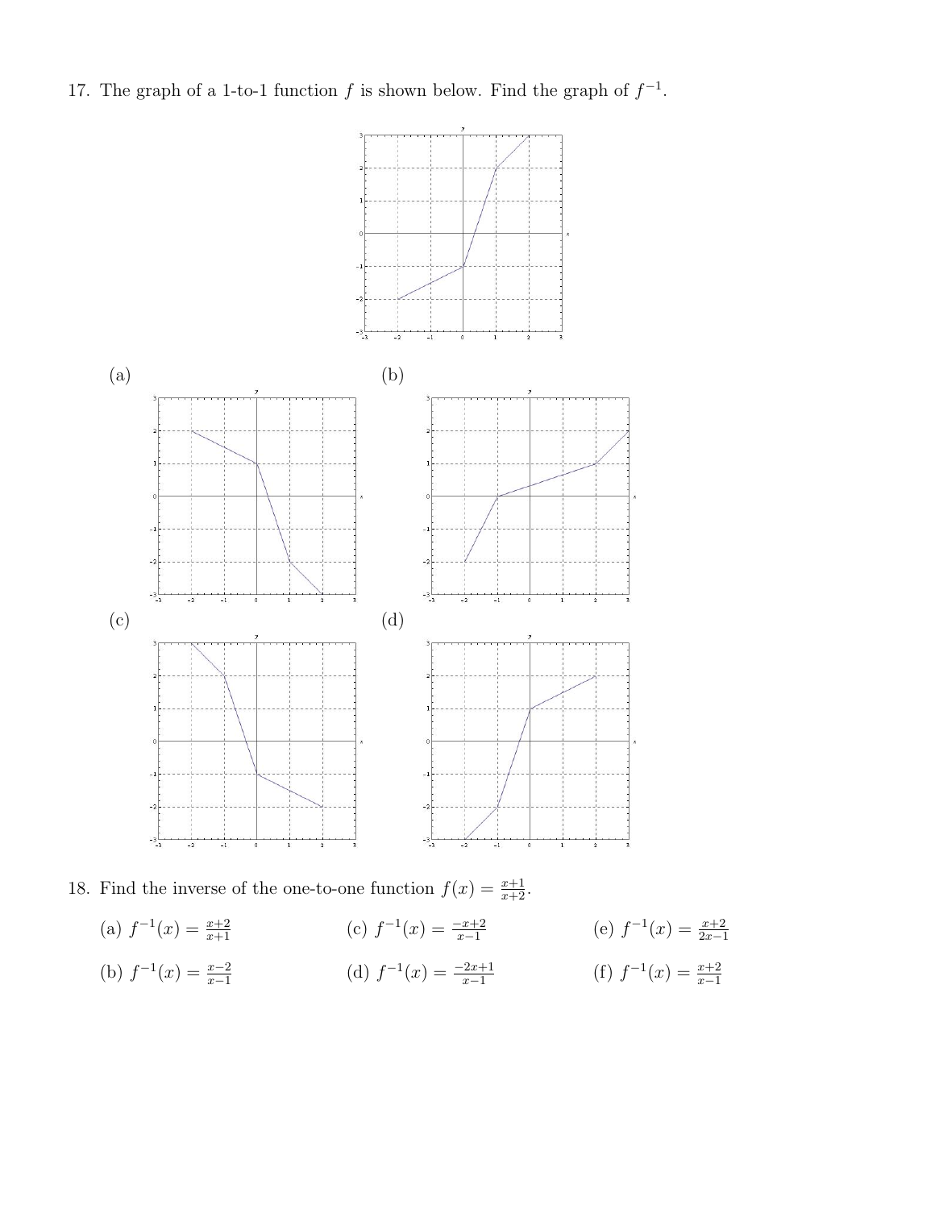17. The graph of a 1-to-1 function $f$ is shown below. Find the graph of $f^{-1}$.

(a)

(b)

(c)

(d)

18. Find the inverse of the one-to-one function $f(x) = \frac{x+1}{x+2}$.

(a) $f^{-1}(x) = \frac{x+2}{x+1}$

(b) $f^{-1}(x) = \frac{x-2}{x-1}$

(c) $f^{-1}(x) = \frac{-x+2}{x-1}$

(d) $f^{-1}(x) = \frac{-2x+1}{x-1}$

(e) $f^{-1}(x) = \frac{x+2}{2x-1}$

(f) $f^{-1}(x) = \frac{x+2}{x-1}$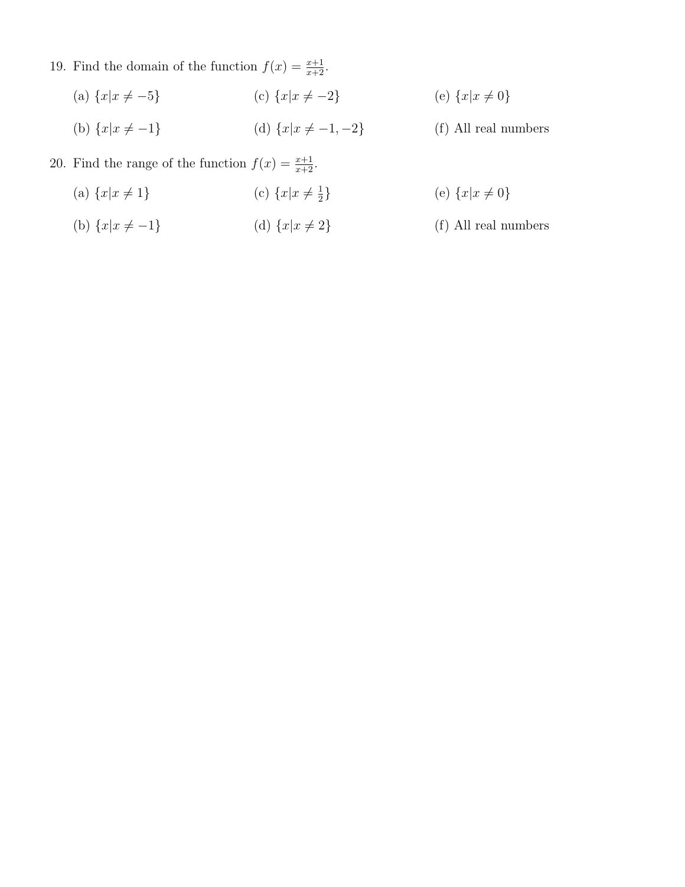19. Find the domain of the function $f(x) = \frac{x+1}{x+2}$.

   (a) $\{x|x \neq -5\}$

   (b) $\{x|x \neq -1\}$

   (c) $\{x|x \neq -2\}$

   (d) $\{x|x \neq -1, -2\}$

   (e) $\{x|x \neq 0\}$

   (f) All real numbers

20. Find the range of the function $f(x) = \frac{x+1}{x+2}$.

   (a) $\{x|x \neq 1\}$

   (b) $\{x|x \neq -1\}$

   (c) $\{x|x \neq \frac{1}{2}\}$

   (d) $\{x|x \neq 2\}$

   (e) $\{x|x \neq 0\}$

   (f) All real numbers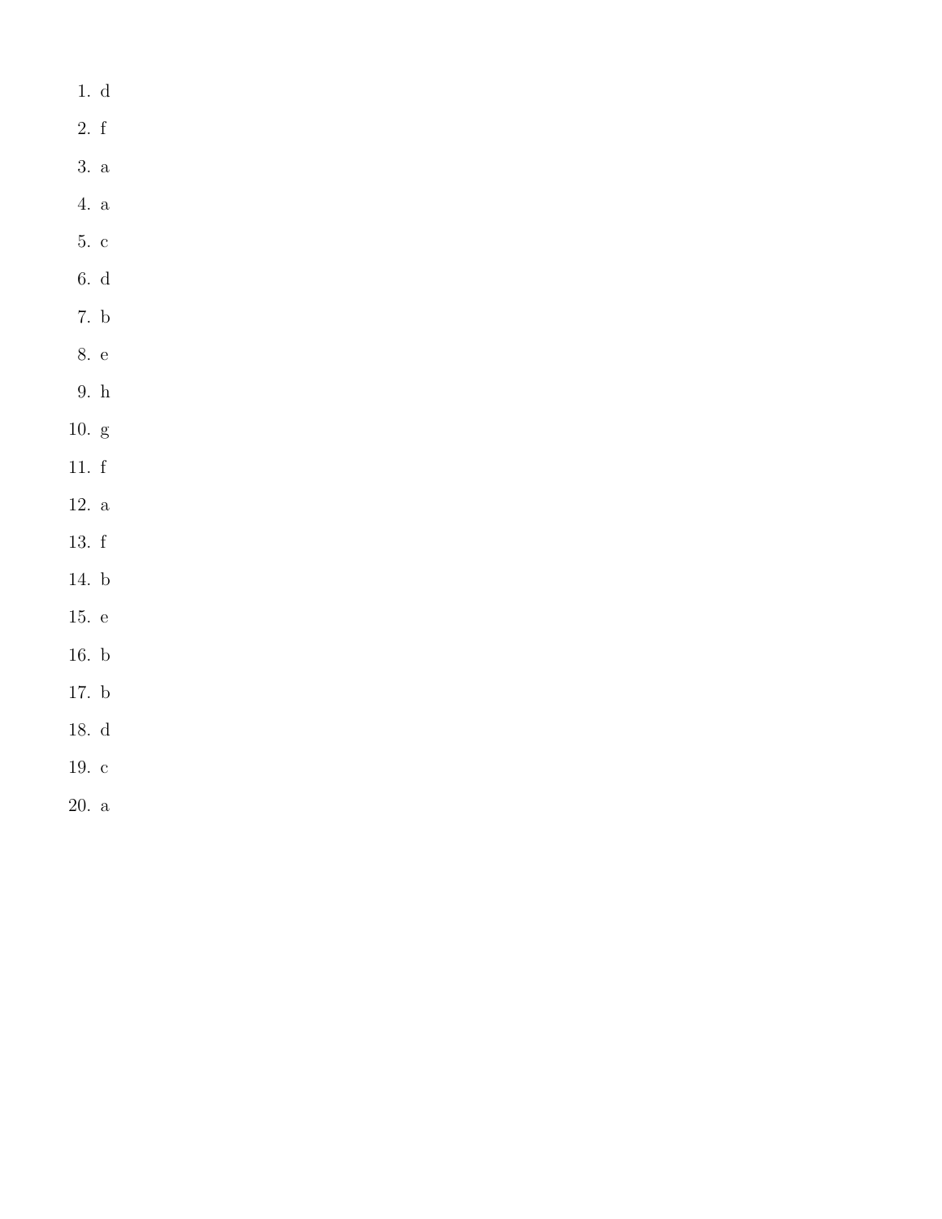1. d
2. f
3. a
4. a
5. c
6. d
7. b
8. e
9. h
10. g
11. f
12. a
13. f
14. b
15. e
16. b
17. b
18. d
19. c
20. a